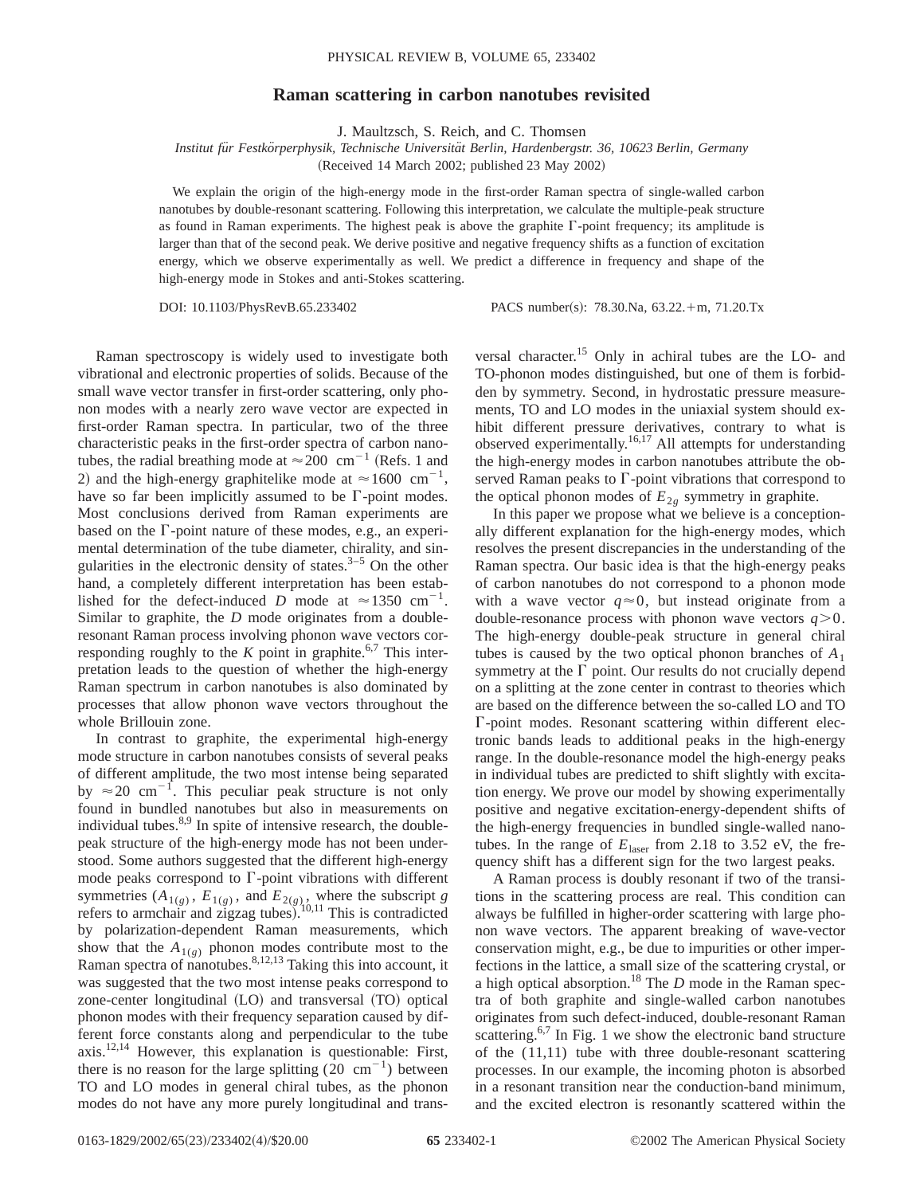# Raman scattering in carbon nanotubes revisited

J. Maultzsch, S. Reich, and C. Thomsen

*Institut für Festkörperphysik, Technische Universität Berlin, Hardenbergstr. 36, 10623 Berlin, Germany*

(Received 14 March 2002; published 23 May 2002)

We explain the origin of the high-energy mode in the first-order Raman spectra of single-walled carbon nanotubes by double-resonant scattering. Following this interpretation, we calculate the multiple-peak structure as found in Raman experiments. The highest peak is above the graphite Γ-point frequency; its amplitude is larger than that of the second peak. We derive positive and negative frequency shifts as a function of excitation energy, which we observe experimentally as well. We predict a difference in frequency and shape of the high-energy mode in Stokes and anti-Stokes scattering.

DOI: 10.1103/PhysRevB.65.233402 PACS number(s): 78.30.Na, 63.22.+m, 71.20.Tx

Raman spectroscopy is widely used to investigate both vibrational and electronic properties of solids. Because of the small wave vector transfer in first-order scattering, only phonon modes with a nearly zero wave vector are expected in first-order Raman spectra. In particular, two of the three characteristic peaks in the first-order spectra of carbon nanotubes, the radial breathing mode at $\approx 200$ cm$^{-1}$ (Refs. 1 and 2) and the high-energy graphitelike mode at $\approx 1600$ cm$^{-1}$, have so far been implicitly assumed to be Γ-point modes. Most conclusions derived from Raman experiments are based on the Γ-point nature of these modes, e.g., an experimental determination of the tube diameter, chirality, and singularities in the electronic density of states.[3–5] On the other hand, a completely different interpretation has been established for the defect-induced *D* mode at $\approx 1350$ cm$^{-1}$. Similar to graphite, the *D* mode originates from a double-resonant Raman process involving phonon wave vectors corresponding roughly to the *K* point in graphite.[6,7] This interpretation leads to the question of whether the high-energy Raman spectrum in carbon nanotubes is also dominated by processes that allow phonon wave vectors throughout the whole Brillouin zone.

In contrast to graphite, the experimental high-energy mode structure in carbon nanotubes consists of several peaks of different amplitude, the two most intense being separated by $\approx 20$ cm$^{-1}$. This peculiar peak structure is not only found in bundled nanotubes but also in measurements on individual tubes.[8,9] In spite of intensive research, the double-peak structure of the high-energy mode has not been understood. Some authors suggested that the different high-energy mode peaks correspond to Γ-point vibrations with different symmetries ($A_{1(g)}$, $E_{1(g)}$, and $E_{2(g)}$, where the subscript *g* refers to armchair and zigzag tubes).[10,11] This is contradicted by polarization-dependent Raman measurements, which show that the $A_{1(g)}$ phonon modes contribute most to the Raman spectra of nanotubes.[8,12,13] Taking this into account, it was suggested that the two most intense peaks correspond to zone-center longitudinal (LO) and transversal (TO) optical phonon modes with their frequency separation caused by different force constants along and perpendicular to the tube axis.[12,14] However, this explanation is questionable: First, there is no reason for the large splitting (20 cm$^{-1}$) between TO and LO modes in general chiral tubes, as the phonon modes do not have any more purely longitudinal and transversal character.[15] Only in achiral tubes are the LO- and TO-phonon modes distinguished, but one of them is forbidden by symmetry. Second, in hydrostatic pressure measurements, TO and LO modes in the uniaxial system should exhibit different pressure derivatives, contrary to what is observed experimentally.[16,17] All attempts for understanding the high-energy modes in carbon nanotubes attribute the observed Raman peaks to Γ-point vibrations that correspond to the optical phonon modes of $E_{2g}$ symmetry in graphite.

In this paper we propose what we believe is a conceptionally different explanation for the high-energy modes, which resolves the present discrepancies in the understanding of the Raman spectra. Our basic idea is that the high-energy peaks of carbon nanotubes do not correspond to a phonon mode with a wave vector $q \approx 0$, but instead originate from a double-resonance process with phonon wave vectors $q > 0$. The high-energy double-peak structure in general chiral tubes is caused by the two optical phonon branches of $A_1$ symmetry at the Γ point. Our results do not crucially depend on a splitting at the zone center in contrast to theories which are based on the difference between the so-called LO and TO Γ-point modes. Resonant scattering within different electronic bands leads to additional peaks in the high-energy range. In the double-resonance model the high-energy peaks in individual tubes are predicted to shift slightly with excitation energy. We prove our model by showing experimentally positive and negative excitation-energy-dependent shifts of the high-energy frequencies in bundled single-walled nanotubes. In the range of $E_{\text{laser}}$ from 2.18 to 3.52 eV, the frequency shift has a different sign for the two largest peaks.

A Raman process is doubly resonant if two of the transitions in the scattering process are real. This condition can always be fulfilled in higher-order scattering with large phonon wave vectors. The apparent breaking of wave-vector conservation might, e.g., be due to impurities or other imperfections in the lattice, a small size of the scattering crystal, or a high optical absorption.[18] The *D* mode in the Raman spectra of both graphite and single-walled carbon nanotubes originates from such defect-induced, double-resonant Raman scattering.[6,7] In Fig. 1 we show the electronic band structure of the (11,11) tube with three double-resonant scattering processes. In our example, the incoming photon is absorbed in a resonant transition near the conduction-band minimum, and the excited electron is resonantly scattered within the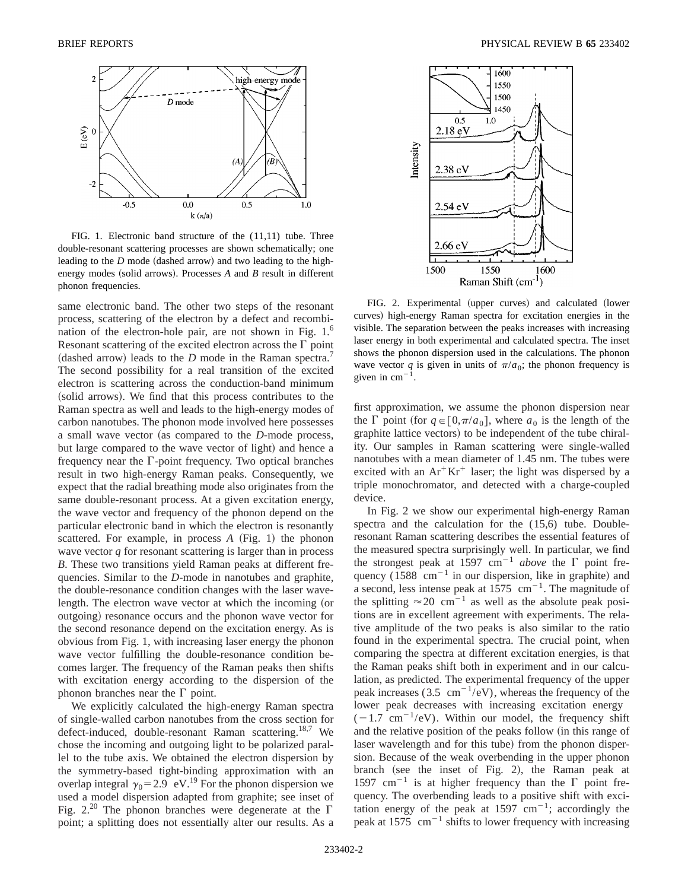FIG. 1. Electronic band structure of the (11,11) tube. Three double-resonant scattering processes are shown schematically; one leading to the *D* mode (dashed arrow) and two leading to the high-energy modes (solid arrows). Processes *A* and *B* result in different phonon frequencies.

same electronic band. The other two steps of the resonant process, scattering of the electron by a defect and recombination of the electron-hole pair, are not shown in Fig. 1.[6] Resonant scattering of the excited electron across the $\Gamma$ point (dashed arrow) leads to the *D* mode in the Raman spectra.[7] The second possibility for a real transition of the excited electron is scattering across the conduction-band minimum (solid arrows). We find that this process contributes to the Raman spectra as well and leads to the high-energy modes of carbon nanotubes. The phonon mode involved here possesses a small wave vector (as compared to the *D*-mode process, but large compared to the wave vector of light) and hence a frequency near the $\Gamma$-point frequency. Two optical branches result in two high-energy Raman peaks. Consequently, we expect that the radial breathing mode also originates from the same double-resonant process. At a given excitation energy, the wave vector and frequency of the phonon depend on the particular electronic band in which the electron is resonantly scattered. For example, in process *A* (Fig. 1) the phonon wave vector $q$ for resonant scattering is larger than in process *B*. These two transitions yield Raman peaks at different frequencies. Similar to the *D*-mode in nanotubes and graphite, the double-resonance condition changes with the laser wavelength. The electron wave vector at which the incoming (or outgoing) resonance occurs and the phonon wave vector for the second resonance depend on the excitation energy. As is obvious from Fig. 1, with increasing laser energy the phonon wave vector fulfilling the double-resonance condition becomes larger. The frequency of the Raman peaks then shifts with excitation energy according to the dispersion of the phonon branches near the $\Gamma$ point.

We explicitly calculated the high-energy Raman spectra of single-walled carbon nanotubes from the cross section for defect-induced, double-resonant Raman scattering.[18,7] We chose the incoming and outgoing light to be polarized parallel to the tube axis. We obtained the electron dispersion by the symmetry-based tight-binding approximation with an overlap integral $\gamma_0 = 2.9$ eV.[19] For the phonon dispersion we used a model dispersion adapted from graphite; see inset of Fig. 2.[20] The phonon branches were degenerate at the $\Gamma$ point; a splitting does not essentially alter our results. As a

FIG. 2. Experimental (upper curves) and calculated (lower curves) high-energy Raman spectra for excitation energies in the visible. The separation between the peaks increases with increasing laser energy in both experimental and calculated spectra. The inset shows the phonon dispersion used in the calculations. The phonon wave vector $q$ is given in units of $\pi/a_0$; the phonon frequency is given in cm$^{-1}$.

first approximation, we assume the phonon dispersion near the $\Gamma$ point (for $q \in [0,\pi/a_0]$, where $a_0$ is the length of the graphite lattice vectors) to be independent of the tube chirality. Our samples in Raman scattering were single-walled nanotubes with a mean diameter of 1.45 nm. The tubes were excited with an $Ar^+Kr^+$ laser; the light was dispersed by a triple monochromator, and detected with a charge-coupled device.

In Fig. 2 we show our experimental high-energy Raman spectra and the calculation for the (15,6) tube. Double-resonant Raman scattering describes the essential features of the measured spectra surprisingly well. In particular, we find the strongest peak at 1597 cm$^{-1}$ *above* the $\Gamma$ point frequency (1588 cm$^{-1}$ in our dispersion, like in graphite) and a second, less intense peak at 1575 cm$^{-1}$. The magnitude of the splitting $\approx 20$ cm$^{-1}$ as well as the absolute peak positions are in excellent agreement with experiments. The relative amplitude of the two peaks is also similar to the ratio found in the experimental spectra. The crucial point, when comparing the spectra at different excitation energies, is that the Raman peaks shift both in experiment and in our calculation, as predicted. The experimental frequency of the upper peak increases (3.5 cm$^{-1}$/eV), whereas the frequency of the lower peak decreases with increasing excitation energy ($-1.7$ cm$^{-1}$/eV). Within our model, the frequency shift and the relative position of the peaks follow (in this range of laser wavelength and for this tube) from the phonon dispersion. Because of the weak overbending in the upper phonon branch (see the inset of Fig. 2), the Raman peak at 1597 cm$^{-1}$ is at higher frequency than the $\Gamma$ point frequency. The overbending leads to a positive shift with excitation energy of the peak at 1597 cm$^{-1}$; accordingly the peak at 1575 cm$^{-1}$ shifts to lower frequency with increasing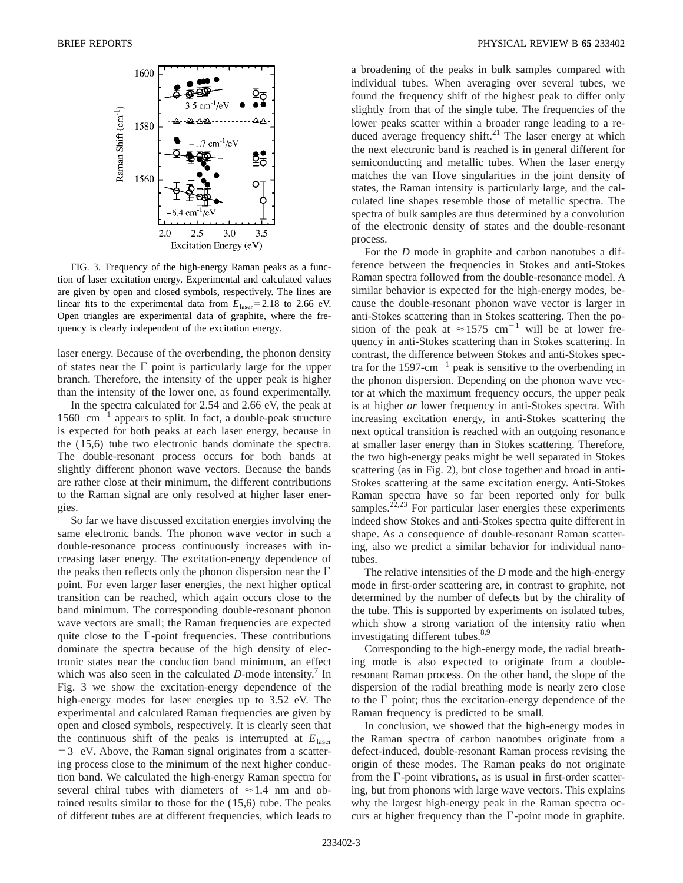FIG. 3. Frequency of the high-energy Raman peaks as a function of laser excitation energy. Experimental and calculated values are given by open and closed symbols, respectively. The lines are linear fits to the experimental data from $E_{\text{laser}} = 2.18$ to 2.66 eV. Open triangles are experimental data of graphite, where the frequency is clearly independent of the excitation energy.

laser energy. Because of the overbending, the phonon density of states near the $\Gamma$ point is particularly large for the upper branch. Therefore, the intensity of the upper peak is higher than the intensity of the lower one, as found experimentally.

In the spectra calculated for 2.54 and 2.66 eV, the peak at 1560 $\text{cm}^{-1}$ appears to split. In fact, a double-peak structure is expected for both peaks at each laser energy, because in the (15,6) tube two electronic bands dominate the spectra. The double-resonant process occurs for both bands at slightly different phonon wave vectors. Because the bands are rather close at their minimum, the different contributions to the Raman signal are only resolved at higher laser energies.

So far we have discussed excitation energies involving the same electronic bands. The phonon wave vector in such a double-resonance process continuously increases with increasing laser energy. The excitation-energy dependence of the peaks then reflects only the phonon dispersion near the $\Gamma$ point. For even larger laser energies, the next higher optical transition can be reached, which again occurs close to the band minimum. The corresponding double-resonant phonon wave vectors are small; the Raman frequencies are expected quite close to the $\Gamma$-point frequencies. These contributions dominate the spectra because of the high density of electronic states near the conduction band minimum, an effect which was also seen in the calculated *D*-mode intensity.[7] In Fig. 3 we show the excitation-energy dependence of the high-energy modes for laser energies up to 3.52 eV. The experimental and calculated Raman frequencies are given by open and closed symbols, respectively. It is clearly seen that the continuous shift of the peaks is interrupted at $E_{\text{laser}} = 3$ eV. Above, the Raman signal originates from a scattering process close to the minimum of the next higher conduction band. We calculated the high-energy Raman spectra for several chiral tubes with diameters of $\approx 1.4$ nm and obtained results similar to those for the (15,6) tube. The peaks of different tubes are at different frequencies, which leads to a broadening of the peaks in bulk samples compared with individual tubes. When averaging over several tubes, we found the frequency shift of the highest peak to differ only slightly from that of the single tube. The frequencies of the lower peaks scatter within a broader range leading to a reduced average frequency shift.[21] The laser energy at which the next electronic band is reached is in general different for semiconducting and metallic tubes. When the laser energy matches the van Hove singularities in the joint density of states, the Raman intensity is particularly large, and the calculated line shapes resemble those of metallic spectra. The spectra of bulk samples are thus determined by a convolution of the electronic density of states and the double-resonant process.

For the *D* mode in graphite and carbon nanotubes a difference between the frequencies in Stokes and anti-Stokes Raman spectra followed from the double-resonance model. A similar behavior is expected for the high-energy modes, because the double-resonant phonon wave vector is larger in anti-Stokes scattering than in Stokes scattering. Then the position of the peak at $\approx 1575$ $\text{cm}^{-1}$ will be at lower frequency in anti-Stokes scattering than in Stokes scattering. In contrast, the difference between Stokes and anti-Stokes spectra for the 1597-$\text{cm}^{-1}$ peak is sensitive to the overbending in the phonon dispersion. Depending on the phonon wave vector at which the maximum frequency occurs, the upper peak is at higher *or* lower frequency in anti-Stokes spectra. With increasing excitation energy, in anti-Stokes scattering the next optical transition is reached with an outgoing resonance at smaller laser energy than in Stokes scattering. Therefore, the two high-energy peaks might be well separated in Stokes scattering (as in Fig. 2), but close together and broad in anti-Stokes scattering at the same excitation energy. Anti-Stokes Raman spectra have so far been reported only for bulk samples.[22,23] For particular laser energies these experiments indeed show Stokes and anti-Stokes spectra quite different in shape. As a consequence of double-resonant Raman scattering, also we predict a similar behavior for individual nanotubes.

The relative intensities of the *D* mode and the high-energy mode in first-order scattering are, in contrast to graphite, not determined by the number of defects but by the chirality of the tube. This is supported by experiments on isolated tubes, which show a strong variation of the intensity ratio when investigating different tubes.[8,9]

Corresponding to the high-energy mode, the radial breathing mode is also expected to originate from a double-resonant Raman process. On the other hand, the slope of the dispersion of the radial breathing mode is nearly zero close to the $\Gamma$ point; thus the excitation-energy dependence of the Raman frequency is predicted to be small.

In conclusion, we showed that the high-energy modes in the Raman spectra of carbon nanotubes originate from a defect-induced, double-resonant Raman process revising the origin of these modes. The Raman peaks do not originate from the $\Gamma$-point vibrations, as is usual in first-order scattering, but from phonons with large wave vectors. This explains why the largest high-energy peak in the Raman spectra occurs at higher frequency than the $\Gamma$-point mode in graphite.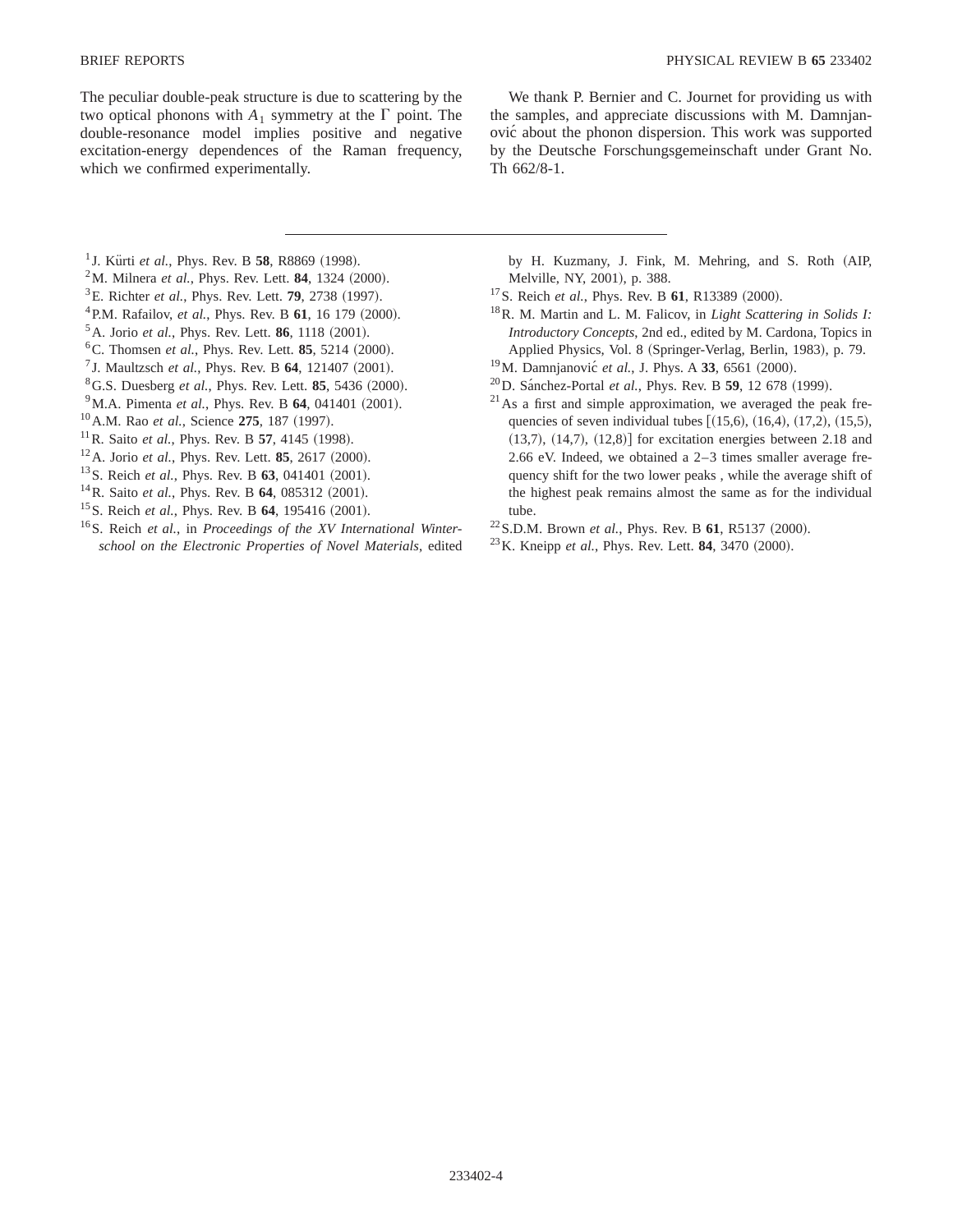The peculiar double-peak structure is due to scattering by the two optical phonons with $A_1$ symmetry at the $\Gamma$ point. The double-resonance model implies positive and negative excitation-energy dependences of the Raman frequency, which we confirmed experimentally.

We thank P. Bernier and C. Journet for providing us with the samples, and appreciate discussions with M. Damnjanović about the phonon dispersion. This work was supported by the Deutsche Forschungsgemeinschaft under Grant No. Th 662/8-1.

---

[1] J. Kürti *et al.*, Phys. Rev. B **58**, R8869 (1998).
[2] M. Milnera *et al.*, Phys. Rev. Lett. **84**, 1324 (2000).
[3] E. Richter *et al.*, Phys. Rev. Lett. **79**, 2738 (1997).
[4] P.M. Rafailov, *et al.*, Phys. Rev. B **61**, 16 179 (2000).
[5] A. Jorio *et al.*, Phys. Rev. Lett. **86**, 1118 (2001).
[6] C. Thomsen *et al.*, Phys. Rev. Lett. **85**, 5214 (2000).
[7] J. Maultzsch *et al.*, Phys. Rev. B **64**, 121407 (2001).
[8] G.S. Duesberg *et al.*, Phys. Rev. Lett. **85**, 5436 (2000).
[9] M.A. Pimenta *et al.*, Phys. Rev. B **64**, 041401 (2001).
[10] A.M. Rao *et al.*, Science **275**, 187 (1997).
[11] R. Saito *et al.*, Phys. Rev. B **57**, 4145 (1998).
[12] A. Jorio *et al.*, Phys. Rev. Lett. **85**, 2617 (2000).
[13] S. Reich *et al.*, Phys. Rev. B **63**, 041401 (2001).
[14] R. Saito *et al.*, Phys. Rev. B **64**, 085312 (2001).
[15] S. Reich *et al.*, Phys. Rev. B **64**, 195416 (2001).
[16] S. Reich *et al.*, in *Proceedings of the XV International Winterschool on the Electronic Properties of Novel Materials*, edited by H. Kuzmany, J. Fink, M. Mehring, and S. Roth (AIP, Melville, NY, 2001), p. 388.
[17] S. Reich *et al.*, Phys. Rev. B **61**, R13389 (2000).
[18] R. M. Martin and L. M. Falicov, in *Light Scattering in Solids I: Introductory Concepts*, 2nd ed., edited by M. Cardona, Topics in Applied Physics, Vol. 8 (Springer-Verlag, Berlin, 1983), p. 79.
[19] M. Damnjanović *et al.*, J. Phys. A **33**, 6561 (2000).
[20] D. Sánchez-Portal *et al.*, Phys. Rev. B **59**, 12 678 (1999).
[21] As a first and simple approximation, we averaged the peak frequencies of seven individual tubes [(15,6), (16,4), (17,2), (15,5), (13,7), (14,7), (12,8)] for excitation energies between 2.18 and 2.66 eV. Indeed, we obtained a 2–3 times smaller average frequency shift for the two lower peaks , while the average shift of the highest peak remains almost the same as for the individual tube.
[22] S.D.M. Brown *et al.*, Phys. Rev. B **61**, R5137 (2000).
[23] K. Kneipp *et al.*, Phys. Rev. Lett. **84**, 3470 (2000).